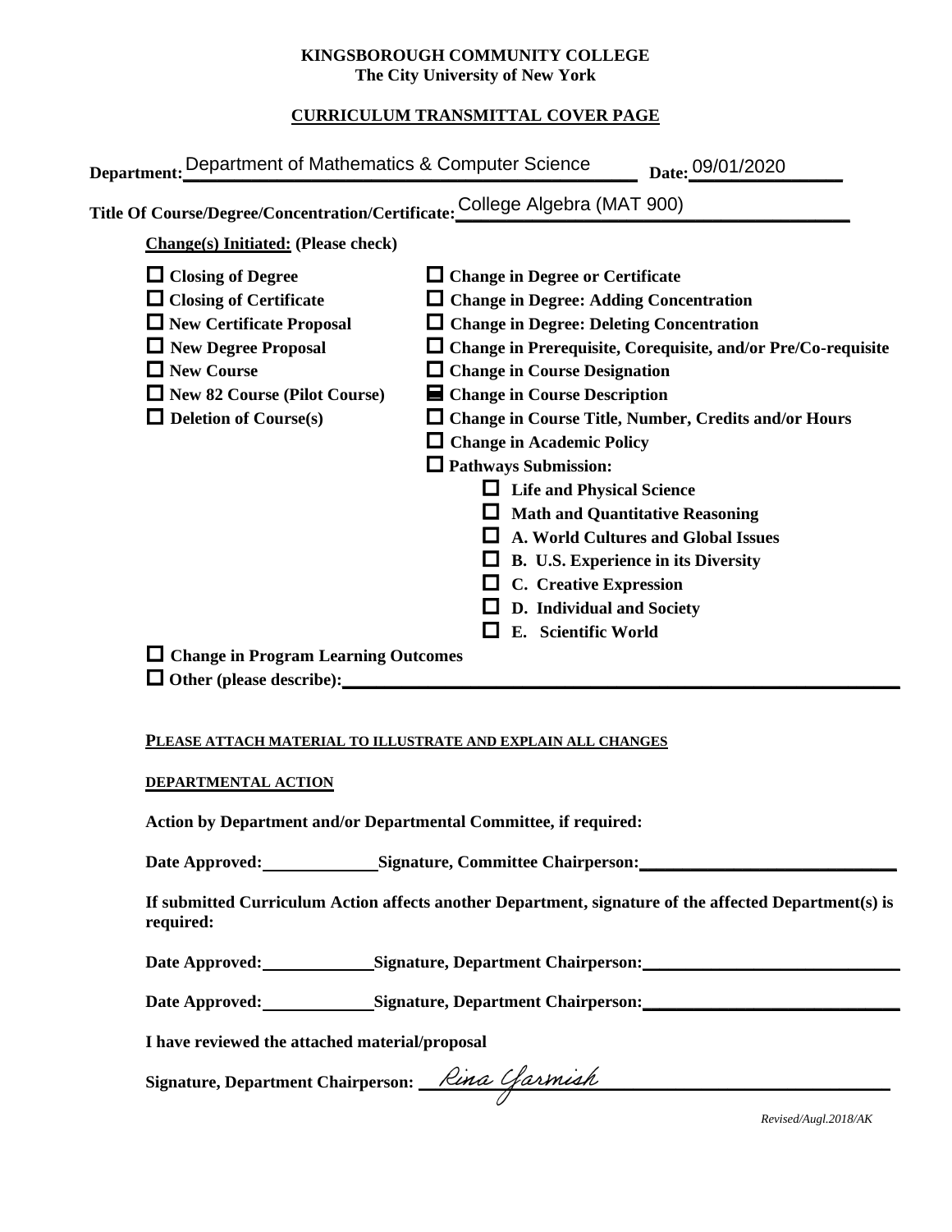**KINGSBOROUGH COMMUNITY COLLEGE**
**The City University of New York**

**CURRICULUM TRANSMITTAL COVER PAGE**

**Department:** Department of Mathematics & Computer Science **Date:** 09/01/2020

**Title Of Course/Degree/Concentration/Certificate:** College Algebra (MAT 900)

**Change(s) Initiated: (Please check)**

- ☐ **Closing of Degree**
- ☐ **Closing of Certificate**
- ☐ **New Certificate Proposal**
- ☐ **New Degree Proposal**
- ☐ **New Course**
- ☐ **New 82 Course (Pilot Course)**
- ☐ **Deletion of Course(s)**
- ☐ **Change in Degree or Certificate**
- ☐ **Change in Degree: Adding Concentration**
- ☐ **Change in Degree: Deleting Concentration**
- ☐ **Change in Prerequisite, Corequisite, and/or Pre/Co-requisite**
- ☐ **Change in Course Designation**
- ☒ **Change in Course Description**
- ☐ **Change in Course Title, Number, Credits and/or Hours**
- ☐ **Change in Academic Policy**
- ☐ **Pathways Submission:**
  - ☐ **Life and Physical Science**
  - ☐ **Math and Quantitative Reasoning**
  - ☐ **A. World Cultures and Global Issues**
  - ☐ **B. U.S. Experience in its Diversity**
  - ☐ **C. Creative Expression**
  - ☐ **D. Individual and Society**
  - ☐ **E. Scientific World**
- ☐ **Change in Program Learning Outcomes**
- ☐ **Other (please describe):** \_\_\_\_\_\_\_\_\_\_

**PLEASE ATTACH MATERIAL TO ILLUSTRATE AND EXPLAIN ALL CHANGES**

**DEPARTMENTAL ACTION**

**Action by Department and/or Departmental Committee, if required:**

**Date Approved:** \_\_\_\_\_\_\_\_ **Signature, Committee Chairperson:** \_\_\_\_\_\_\_\_\_\_

**If submitted Curriculum Action affects another Department, signature of the affected Department(s) is required:**

**Date Approved:** \_\_\_\_\_\_\_\_ **Signature, Department Chairperson:** \_\_\_\_\_\_\_\_\_\_

**Date Approved:** \_\_\_\_\_\_\_\_ **Signature, Department Chairperson:** \_\_\_\_\_\_\_\_\_\_

**I have reviewed the attached material/proposal**

**Signature, Department Chairperson:** Rina Yarmish

*Revised/Augl.2018/AK*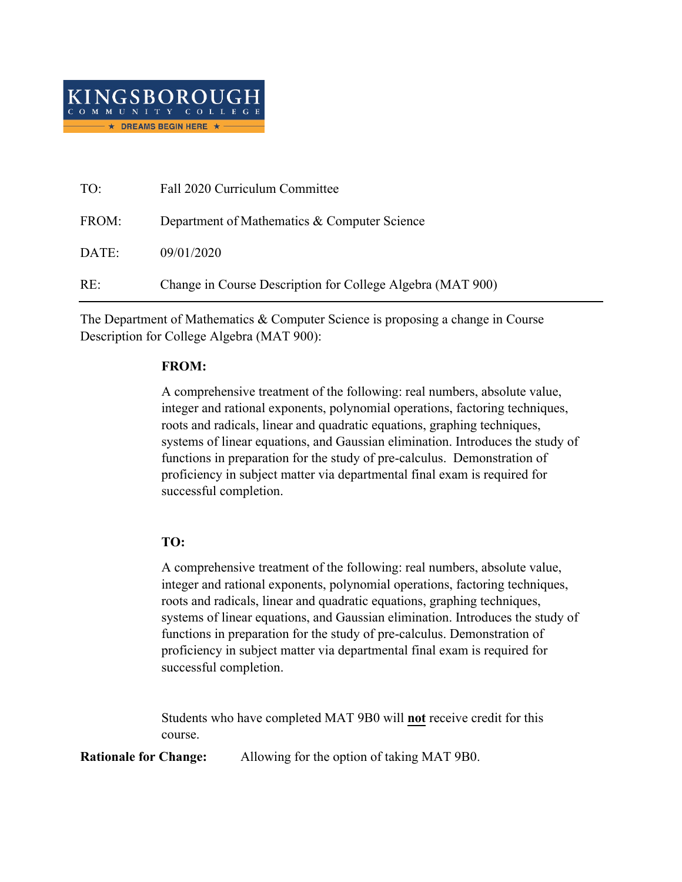KINGSBOROUGH COMMUNITY COLLEGE

★ DREAMS BEGIN HERE ★

TO: Fall 2020 Curriculum Committee

FROM: Department of Mathematics & Computer Science

DATE: 09/01/2020

RE: Change in Course Description for College Algebra (MAT 900)

---

The Department of Mathematics & Computer Science is proposing a change in Course Description for College Algebra (MAT 900):

**FROM:**

A comprehensive treatment of the following: real numbers, absolute value, integer and rational exponents, polynomial operations, factoring techniques, roots and radicals, linear and quadratic equations, graphing techniques, systems of linear equations, and Gaussian elimination. Introduces the study of functions in preparation for the study of pre-calculus. Demonstration of proficiency in subject matter via departmental final exam is required for successful completion.

**TO:**

A comprehensive treatment of the following: real numbers, absolute value, integer and rational exponents, polynomial operations, factoring techniques, roots and radicals, linear and quadratic equations, graphing techniques, systems of linear equations, and Gaussian elimination. Introduces the study of functions in preparation for the study of pre-calculus. Demonstration of proficiency in subject matter via departmental final exam is required for successful completion.

Students who have completed MAT 9B0 will <u>**not**</u> receive credit for this course.

**Rationale for Change:** Allowing for the option of taking MAT 9B0.